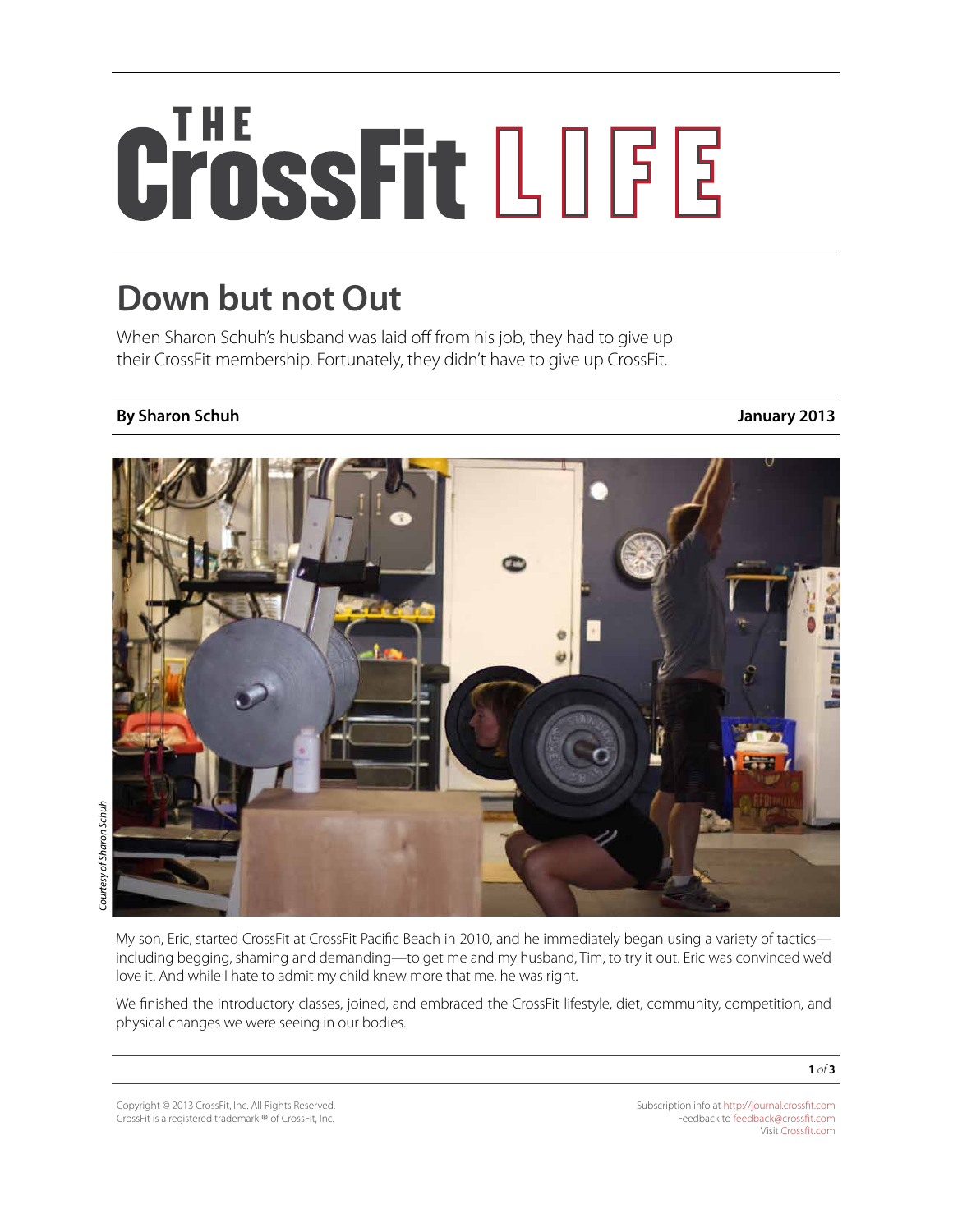# THE CrossFit LIFE

## Down but not Out

When Sharon Schuh's husband was laid off from his job, they had to give up their CrossFit membership. Fortunately, they didn't have to give up CrossFit.

**By Sharon Schuh** **January 2013**

*Courtesy of Sharon Schuh*

My son, Eric, started CrossFit at CrossFit Pacific Beach in 2010, and he immediately began using a variety of tactics—including begging, shaming and demanding—to get me and my husband, Tim, to try it out. Eric was convinced we'd love it. And while I hate to admit my child knew more that me, he was right.

We finished the introductory classes, joined, and embraced the CrossFit lifestyle, diet, community, competition, and physical changes we were seeing in our bodies.

Copyright © 2013 CrossFit, Inc. All Rights Reserved.
CrossFit is a registered trademark ® of CrossFit, Inc.

Subscription info at http://journal.crossfit.com
Feedback to feedback@crossfit.com
Visit Crossfit.com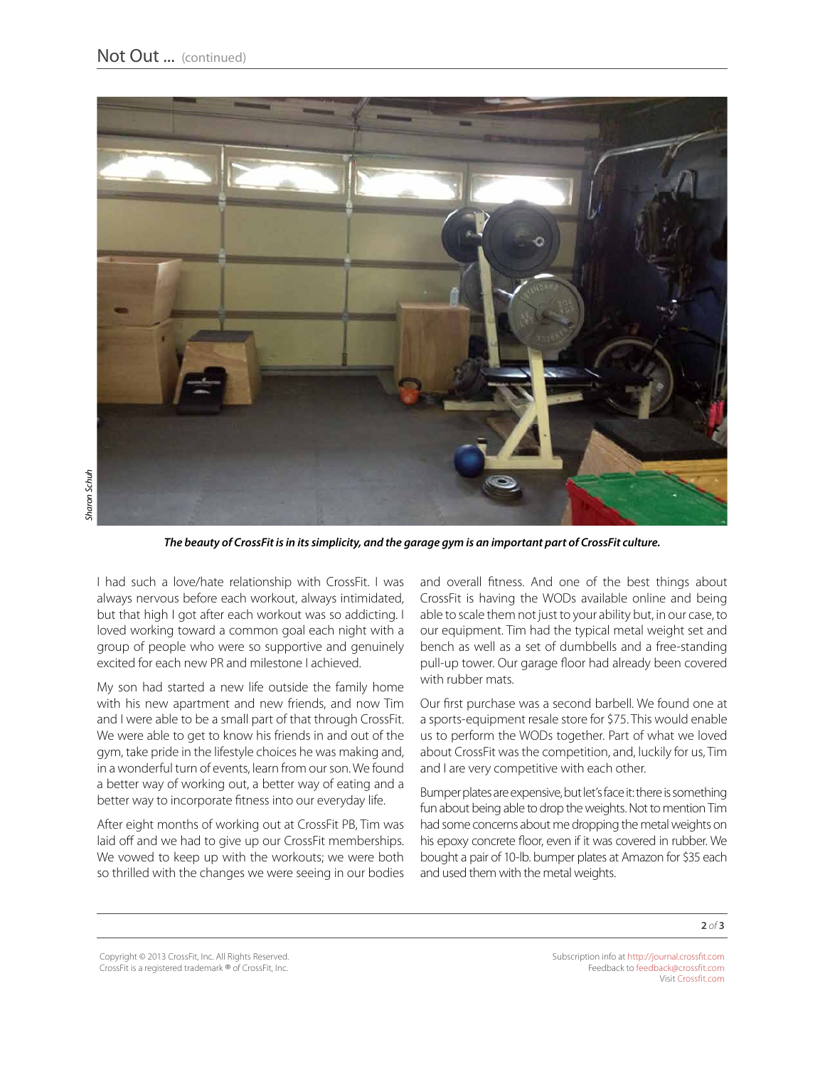*The beauty of CrossFit is in its simplicity, and the garage gym is an important part of CrossFit culture.*

I had such a love/hate relationship with CrossFit. I was always nervous before each workout, always intimidated, but that high I got after each workout was so addicting. I loved working toward a common goal each night with a group of people who were so supportive and genuinely excited for each new PR and milestone I achieved.

My son had started a new life outside the family home with his new apartment and new friends, and now Tim and I were able to be a small part of that through CrossFit. We were able to get to know his friends in and out of the gym, take pride in the lifestyle choices he was making and, in a wonderful turn of events, learn from our son. We found a better way of working out, a better way of eating and a better way to incorporate fitness into our everyday life.

After eight months of working out at CrossFit PB, Tim was laid off and we had to give up our CrossFit memberships. We vowed to keep up with the workouts; we were both so thrilled with the changes we were seeing in our bodies and overall fitness. And one of the best things about CrossFit is having the WODs available online and being able to scale them not just to your ability but, in our case, to our equipment. Tim had the typical metal weight set and bench as well as a set of dumbbells and a free-standing pull-up tower. Our garage floor had already been covered with rubber mats.

Our first purchase was a second barbell. We found one at a sports-equipment resale store for $75. This would enable us to perform the WODs together. Part of what we loved about CrossFit was the competition, and, luckily for us, Tim and I are very competitive with each other.

Bumper plates are expensive, but let's face it: there is something fun about being able to drop the weights. Not to mention Tim had some concerns about me dropping the metal weights on his epoxy concrete floor, even if it was covered in rubber. We bought a pair of 10-lb. bumper plates at Amazon for $35 each and used them with the metal weights.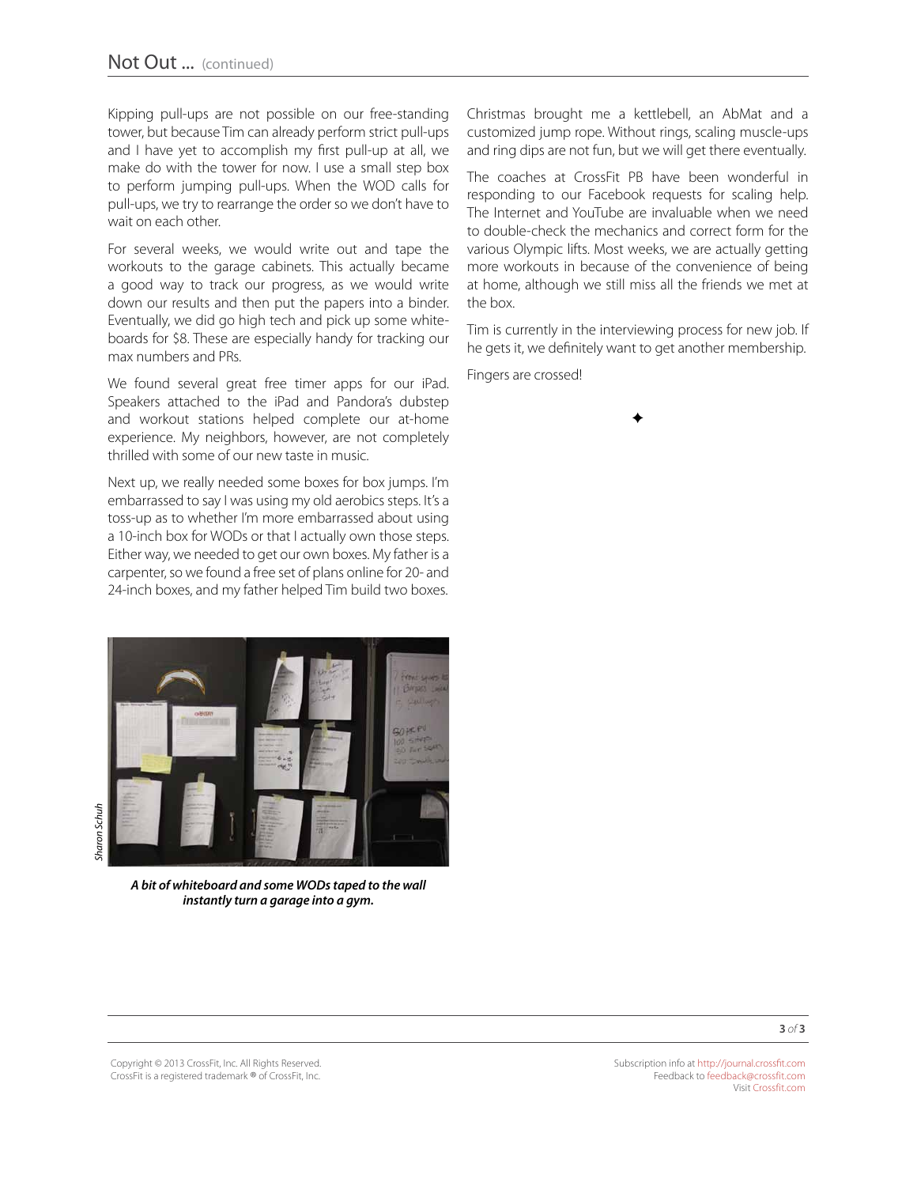Kipping pull-ups are not possible on our free-standing tower, but because Tim can already perform strict pull-ups and I have yet to accomplish my first pull-up at all, we make do with the tower for now. I use a small step box to perform jumping pull-ups. When the WOD calls for pull-ups, we try to rearrange the order so we don't have to wait on each other.

For several weeks, we would write out and tape the workouts to the garage cabinets. This actually became a good way to track our progress, as we would write down our results and then put the papers into a binder. Eventually, we did go high tech and pick up some whiteboards for $8. These are especially handy for tracking our max numbers and PRs.

We found several great free timer apps for our iPad. Speakers attached to the iPad and Pandora's dubstep and workout stations helped complete our at-home experience. My neighbors, however, are not completely thrilled with some of our new taste in music.

Next up, we really needed some boxes for box jumps. I'm embarrassed to say I was using my old aerobics steps. It's a toss-up as to whether I'm more embarrassed about using a 10-inch box for WODs or that I actually own those steps. Either way, we needed to get our own boxes. My father is a carpenter, so we found a free set of plans online for 20- and 24-inch boxes, and my father helped Tim build two boxes.

Sharon Schuh

***A bit of whiteboard and some WODs taped to the wall instantly turn a garage into a gym.***

Christmas brought me a kettlebell, an AbMat and a customized jump rope. Without rings, scaling muscle-ups and ring dips are not fun, but we will get there eventually.

The coaches at CrossFit PB have been wonderful in responding to our Facebook requests for scaling help. The Internet and YouTube are invaluable when we need to double-check the mechanics and correct form for the various Olympic lifts. Most weeks, we are actually getting more workouts in because of the convenience of being at home, although we still miss all the friends we met at the box.

Tim is currently in the interviewing process for new job. If he gets it, we definitely want to get another membership.

Fingers are crossed!

✦